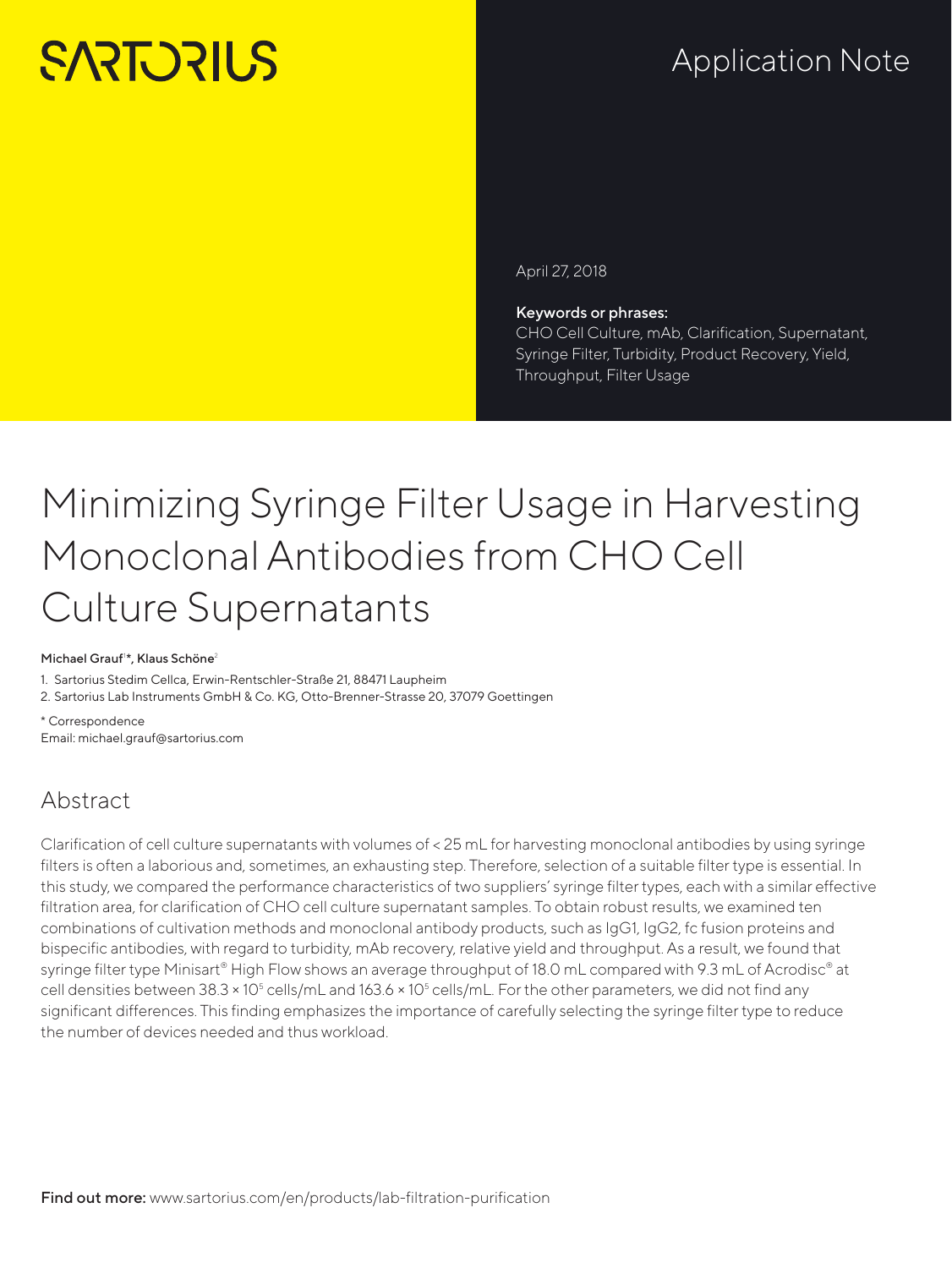SARTORIUS

Application Note

April 27, 2018

**Keywords or phrases:**
CHO Cell Culture, mAb, Clarification, Supernatant, Syringe Filter, Turbidity, Product Recovery, Yield, Throughput, Filter Usage

# Minimizing Syringe Filter Usage in Harvesting Monoclonal Antibodies from CHO Cell Culture Supernatants

**Michael Grauf[1]*, Klaus Schöne[2]**

1. Sartorius Stedim Cellca, Erwin-Rentschler-Straße 21, 88471 Laupheim
2. Sartorius Lab Instruments GmbH & Co. KG, Otto-Brenner-Strasse 20, 37079 Goettingen

* Correspondence
Email: michael.grauf@sartorius.com

## Abstract

Clarification of cell culture supernatants with volumes of < 25 mL for harvesting monoclonal antibodies by using syringe filters is often a laborious and, sometimes, an exhausting step. Therefore, selection of a suitable filter type is essential. In this study, we compared the performance characteristics of two suppliers' syringe filter types, each with a similar effective filtration area, for clarification of CHO cell culture supernatant samples. To obtain robust results, we examined ten combinations of cultivation methods and monoclonal antibody products, such as IgG1, IgG2, fc fusion proteins and bispecific antibodies, with regard to turbidity, mAb recovery, relative yield and throughput. As a result, we found that syringe filter type Minisart® High Flow shows an average throughput of 18.0 mL compared with 9.3 mL of Acrodisc® at cell densities between $38.3 \times 10^5$ cells/mL and $163.6 \times 10^5$ cells/mL. For the other parameters, we did not find any significant differences. This finding emphasizes the importance of carefully selecting the syringe filter type to reduce the number of devices needed and thus workload.

**Find out more:** www.sartorius.com/en/products/lab-filtration-purification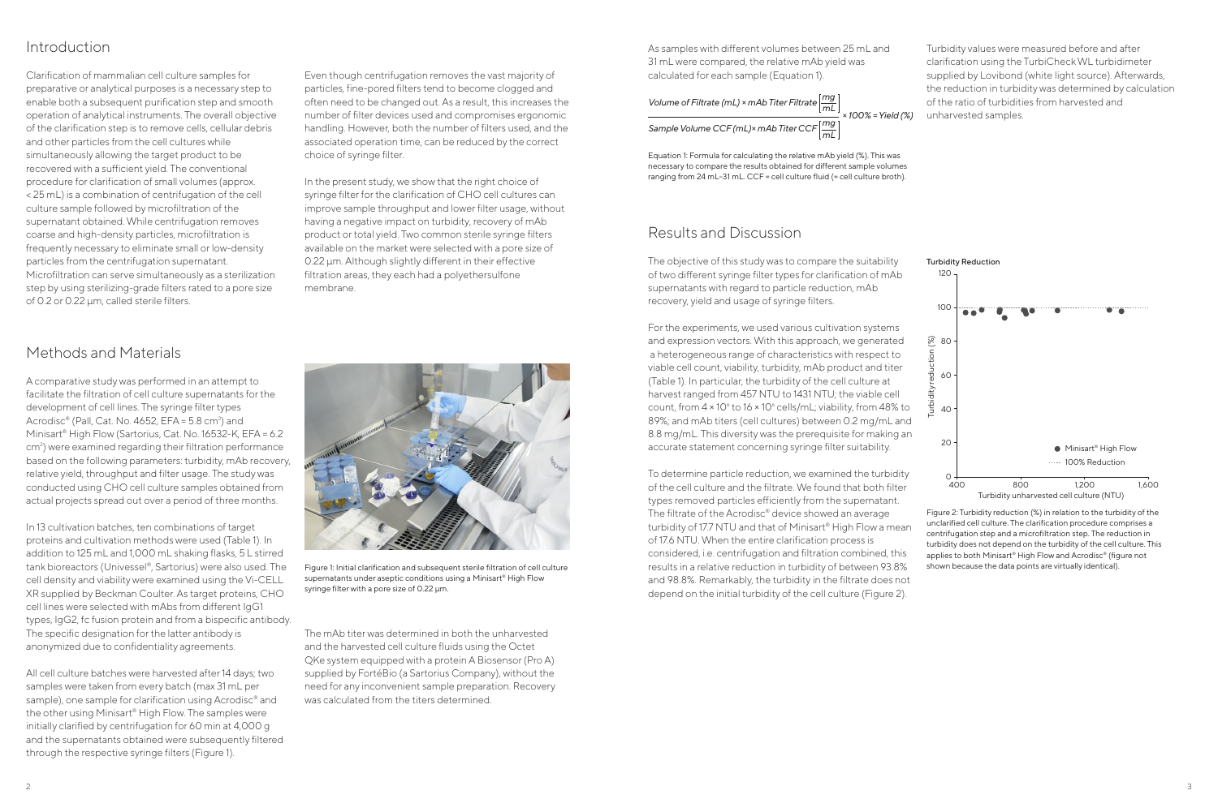## Introduction

Clarification of mammalian cell culture samples for preparative or analytical purposes is a necessary step to enable both a subsequent purification step and smooth operation of analytical instruments. The overall objective of the clarification step is to remove cells, cellular debris and other particles from the cell cultures while simultaneously allowing the target product to be recovered with a sufficient yield. The conventional procedure for clarification of small volumes (approx. < 25 mL) is a combination of centrifugation of the cell culture sample followed by microfiltration of the supernatant obtained. While centrifugation removes coarse and high-density particles, microfiltration is frequently necessary to eliminate small or low-density particles from the centrifugation supernatant. Microfiltration can serve simultaneously as a sterilization step by using sterilizing-grade filters rated to a pore size of 0.2 or 0.22 µm, called sterile filters.

Even though centrifugation removes the vast majority of particles, fine-pored filters tend to become clogged and often need to be changed out. As a result, this increases the number of filter devices used and compromises ergonomic handling. However, both the number of filters used, and the associated operation time, can be reduced by the correct choice of syringe filter.

In the present study, we show that the right choice of syringe filter for the clarification of CHO cell cultures can improve sample throughput and lower filter usage, without having a negative impact on turbidity, recovery of mAb product or total yield. Two common sterile syringe filters available on the market were selected with a pore size of 0.22 µm. Although slightly different in their effective filtration areas, they each had a polyethersulfone membrane.

## Methods and Materials

A comparative study was performed in an attempt to facilitate the filtration of cell culture supernatants for the development of cell lines. The syringe filter types Acrodisc® (Pall, Cat. No. 4652, EFA = 5.8 cm$^2$) and Minisart® High Flow (Sartorius, Cat. No. 16532-K, EFA = 6.2 cm$^2$) were examined regarding their filtration performance based on the following parameters: turbidity, mAb recovery, relative yield, throughput and filter usage. The study was conducted using CHO cell culture samples obtained from actual projects spread out over a period of three months.

In 13 cultivation batches, ten combinations of target proteins and cultivation methods were used (Table 1). In addition to 125 mL and 1,000 mL shaking flasks, 5 L stirred tank bioreactors (Univessel®, Sartorius) were also used. The cell density and viability were examined using the Vi-CELL XR supplied by Beckman Coulter. As target proteins, CHO cell lines were selected with mAbs from different IgG1 types, IgG2, fc fusion protein and from a bispecific antibody. The specific designation for the latter antibody is anonymized due to confidentiality agreements.

All cell culture batches were harvested after 14 days; two samples were taken from every batch (max 31 mL per sample), one sample for clarification using Acrodisc® and the other using Minisart® High Flow. The samples were initially clarified by centrifugation for 60 min at 4,000 g and the supernatants obtained were subsequently filtered through the respective syringe filters (Figure 1).

Figure 1: Initial clarification and subsequent sterile filtration of cell culture supernatants under aseptic conditions using a Minisart® High Flow syringe filter with a pore size of 0.22 µm.

The mAb titer was determined in both the unharvested and the harvested cell culture fluids using the Octet QKe system equipped with a protein A Biosensor (Pro A) supplied by FortéBio (a Sartorius Company), without the need for any inconvenient sample preparation. Recovery was calculated from the titers determined.

As samples with different volumes between 25 mL and 31 mL were compared, the relative mAb yield was calculated for each sample (Equation 1).

$$\frac{\text{Volume of Filtrate (mL)} \times \text{mAb Titer Filtrate} \left[\frac{mg}{mL}\right]}{\text{Sample Volume CCF (mL)} \times \text{mAb Titer CCF} \left[\frac{mg}{mL}\right]} \times 100\% = \text{Yield (\%)}$$

Equation 1: Formula for calculating the relative mAb yield (%). This was necessary to compare the results obtained for different sample volumes ranging from 24 mL–31 mL. CCF = cell culture fluid (= cell culture broth).

Turbidity values were measured before and after clarification using the TurbiCheck WL turbidimeter supplied by Lovibond (white light source). Afterwards, the reduction in turbidity was determined by calculation of the ratio of turbidities from harvested and unharvested samples.

## Results and Discussion

The objective of this study was to compare the suitability of two different syringe filter types for clarification of mAb supernatants with regard to particle reduction, mAb recovery, yield and usage of syringe filters.

For the experiments, we used various cultivation systems and expression vectors. With this approach, we generated a heterogeneous range of characteristics with respect to viable cell count, viability, turbidity, mAb product and titer (Table 1). In particular, the turbidity of the cell culture at harvest ranged from 457 NTU to 1431 NTU; the viable cell count, from 4 × 10$^6$ to 16 × 10$^6$ cells/mL; viability, from 48% to 89%; and mAb titers (cell cultures) between 0.2 mg/mL and 8.8 mg/mL. This diversity was the prerequisite for making an accurate statement concerning syringe filter suitability.

To determine particle reduction, we examined the turbidity of the cell culture and the filtrate. We found that both filter types removed particles efficiently from the supernatant. The filtrate of the Acrodisc® device showed an average turbidity of 17.7 NTU and that of Minisart® High Flow a mean of 17.6 NTU. When the entire clarification process is considered, i.e. centrifugation and filtration combined, this results in a relative reduction in turbidity of between 93.8% and 98.8%. Remarkably, the turbidity in the filtrate does not depend on the initial turbidity of the cell culture (Figure 2).

Figure 2: Turbidity reduction (%) in relation to the turbidity of the unclarified cell culture. The clarification procedure comprises a centrifugation step and a microfiltration step. The reduction in turbidity does not depend on the turbidity of the cell culture. This applies to both Minisart® High Flow and Acrodisc® (figure not shown because the data points are virtually identical).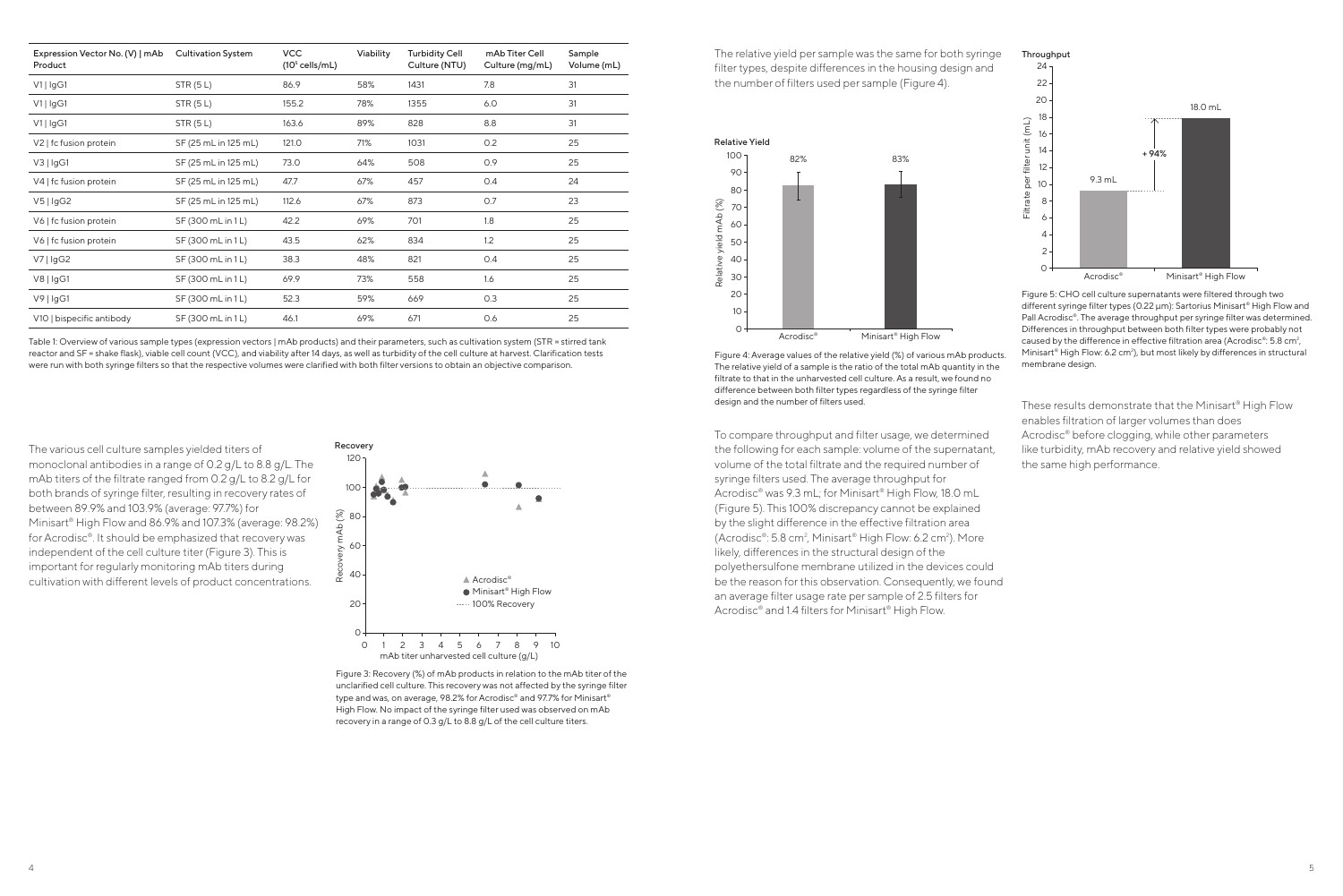| Expression Vector No. (V) \| mAb Product | Cultivation System | VCC ($10^5$ cells/mL) | Viability | Turbidity Cell Culture (NTU) | mAb Titer Cell Culture (mg/mL) | Sample Volume (mL) |
|---|---|---|---|---|---|---|
| V1 \| IgG1 | STR (5 L) | 86.9 | 58% | 1431 | 7.8 | 31 |
| V1 \| IgG1 | STR (5 L) | 155.2 | 78% | 1355 | 6.0 | 31 |
| V1 \| IgG1 | STR (5 L) | 163.6 | 89% | 828 | 8.8 | 31 |
| V2 \| fc fusion protein | SF (25 mL in 125 mL) | 121.0 | 71% | 1031 | 0.2 | 25 |
| V3 \| IgG1 | SF (25 mL in 125 mL) | 73.0 | 64% | 508 | 0.9 | 25 |
| V4 \| fc fusion protein | SF (25 mL in 125 mL) | 47.7 | 67% | 457 | 0.4 | 24 |
| V5 \| IgG2 | SF (25 mL in 125 mL) | 112.6 | 67% | 873 | 0.7 | 23 |
| V6 \| fc fusion protein | SF (300 mL in 1 L) | 42.2 | 69% | 701 | 1.8 | 25 |
| V6 \| fc fusion protein | SF (300 mL in 1 L) | 43.5 | 62% | 834 | 1.2 | 25 |
| V7 \| IgG2 | SF (300 mL in 1 L) | 38.3 | 48% | 821 | 0.4 | 25 |
| V8 \| IgG1 | SF (300 mL in 1 L) | 69.9 | 73% | 558 | 1.6 | 25 |
| V9 \| IgG1 | SF (300 mL in 1 L) | 52.3 | 59% | 669 | 0.3 | 25 |
| V10 \| bispecific antibody | SF (300 mL in 1 L) | 46.1 | 69% | 671 | 0.6 | 25 |

Table 1: Overview of various sample types (expression vectors | mAb products) and their parameters, such as cultivation system (STR = stirred tank reactor and SF = shake flask), viable cell count (VCC), and viability after 14 days, as well as turbidity of the cell culture at harvest. Clarification tests were run with both syringe filters so that the respective volumes were clarified with both filter versions to obtain an objective comparison.

The various cell culture samples yielded titers of monoclonal antibodies in a range of 0.2 g/L to 8.8 g/L. The mAb titers of the filtrate ranged from 0.2 g/L to 8.2 g/L for both brands of syringe filter, resulting in recovery rates of between 89.9% and 103.9% (average: 97.7%) for Minisart® High Flow and 86.9% and 107.3% (average: 98.2%) for Acrodisc®. It should be emphasized that recovery was independent of the cell culture titer (Figure 3). This is important for regularly monitoring mAb titers during cultivation with different levels of product concentrations.

Figure 3: Recovery (%) of mAb products in relation to the mAb titer of the unclarified cell culture. This recovery was not affected by the syringe filter type and was, on average, 98.2% for Acrodisc® and 97.7% for Minisart® High Flow. No impact of the syringe filter used was observed on mAb recovery in a range of 0.3 g/L to 8.8 g/L of the cell culture titers.

The relative yield per sample was the same for both syringe filter types, despite differences in the housing design and the number of filters used per sample (Figure 4).

Figure 4: Average values of the relative yield (%) of various mAb products. The relative yield of a sample is the ratio of the total mAb quantity in the filtrate to that in the unharvested cell culture. As a result, we found no difference between both filter types regardless of the syringe filter design and the number of filters used.

To compare throughput and filter usage, we determined the following for each sample: volume of the supernatant, volume of the total filtrate and the required number of syringe filters used. The average throughput for Acrodisc® was 9.3 mL; for Minisart® High Flow, 18.0 mL (Figure 5). This 100% discrepancy cannot be explained by the slight difference in the effective filtration area (Acrodisc®: 5.8 cm², Minisart® High Flow: 6.2 cm²). More likely, differences in the structural design of the polyethersulfone membrane utilized in the devices could be the reason for this observation. Consequently, we found an average filter usage rate per sample of 2.5 filters for Acrodisc® and 1.4 filters for Minisart® High Flow.

Figure 5: CHO cell culture supernatants were filtered through two different syringe filter types (0.22 µm): Sartorius Minisart® High Flow and Pall Acrodisc®. The average throughput per syringe filter was determined. Differences in throughput between both filter types were probably not caused by the difference in effective filtration area (Acrodisc®: 5.8 cm², Minisart® High Flow: 6.2 cm²), but most likely by differences in structural membrane design.

These results demonstrate that the Minisart® High Flow enables filtration of larger volumes than does Acrodisc® before clogging, while other parameters like turbidity, mAb recovery and relative yield showed the same high performance.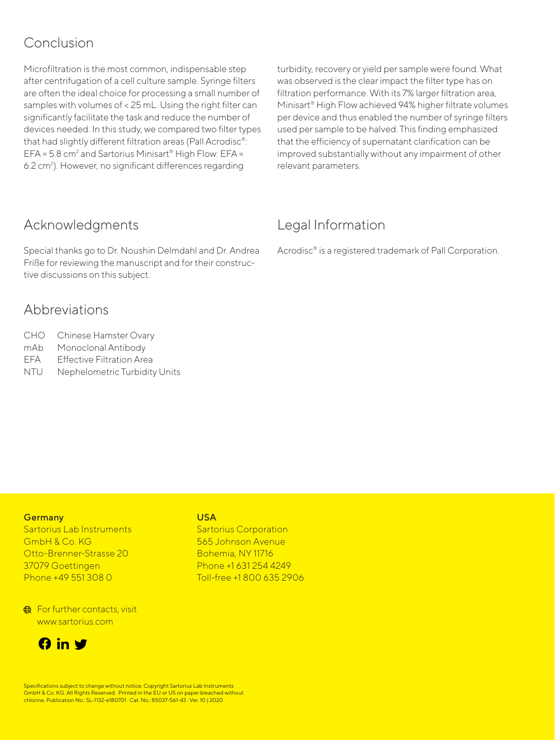## Conclusion

Microfiltration is the most common, indispensable step after centrifugation of a cell culture sample. Syringe filters are often the ideal choice for processing a small number of samples with volumes of < 25 mL. Using the right filter can significantly facilitate the task and reduce the number of devices needed. In this study, we compared two filter types that had slightly different filtration areas (Pall Acrodisc®: EFA = 5.8 $cm^2$ and Sartorius Minisart® High Flow: EFA = 6.2 $cm^2$). However, no significant differences regarding turbidity, recovery or yield per sample were found. What was observed is the clear impact the filter type has on filtration performance. With its 7% larger filtration area, Minisart® High Flow achieved 94% higher filtrate volumes per device and thus enabled the number of syringe filters used per sample to be halved. This finding emphasized that the efficiency of supernatant clarification can be improved substantially without any impairment of other relevant parameters.

## Acknowledgments

Special thanks go to Dr. Noushin Delmdahl and Dr. Andrea Frische for reviewing the manuscript and for their constructive discussions on this subject.

## Abbreviations

| | |
|---|---|
| CHO | Chinese Hamster Ovary |
| mAb | Monoclonal Antibody |
| EFA | Effective Filtration Area |
| NTU | Nephelometric Turbidity Units |

## Legal Information

Acrodisc® is a registered trademark of Pall Corporation.

**Germany**
Sartorius Lab Instruments
GmbH & Co. KG
Otto-Brenner-Strasse 20
37079 Goettingen
Phone +49 551 308 0

**USA**
Sartorius Corporation
565 Johnson Avenue
Bohemia, NY 11716
Phone +1 631 254 4249
Toll-free +1 800 635 2906

For further contacts, visit
www.sartorius.com

Specifications subject to change without notice. Copyright Sartorius Lab Instruments GmbH & Co. KG. All Rights Reserved. Printed in the EU or US on paper bleached without chlorine. Publication No.: SL-1132-e180701 · Cat. No.: 85037-561-43 · Ver. 10 | 2020